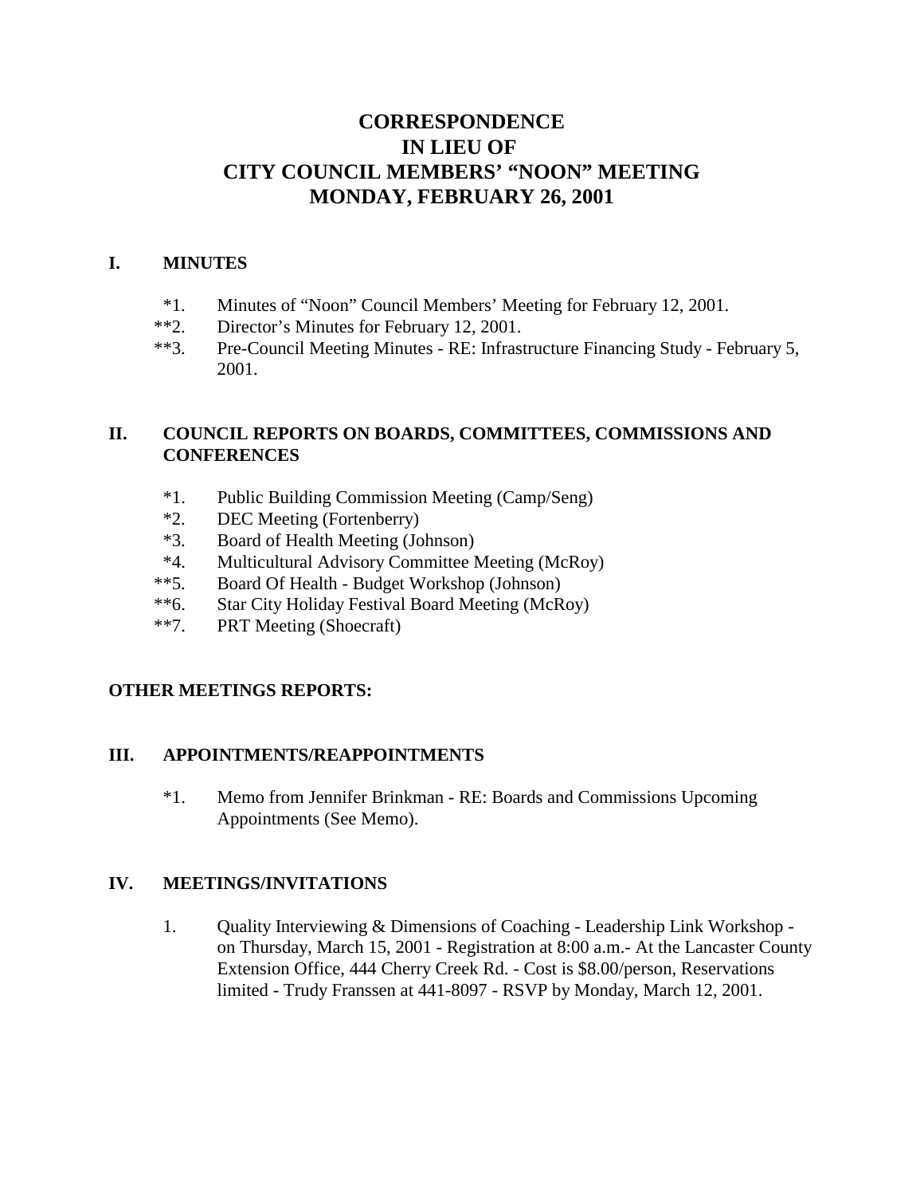# CORRESPONDENCE
# IN LIEU OF
# CITY COUNCIL MEMBERS' "NOON" MEETING
# MONDAY, FEBRUARY 26, 2001

## I. MINUTES

*1. Minutes of "Noon" Council Members' Meeting for February 12, 2001.

**2. Director's Minutes for February 12, 2001.

**3. Pre-Council Meeting Minutes - RE: Infrastructure Financing Study - February 5, 2001.

## II. COUNCIL REPORTS ON BOARDS, COMMITTEES, COMMISSIONS AND CONFERENCES

*1. Public Building Commission Meeting (Camp/Seng)

*2. DEC Meeting (Fortenberry)

*3. Board of Health Meeting (Johnson)

*4. Multicultural Advisory Committee Meeting (McRoy)

**5. Board Of Health - Budget Workshop (Johnson)

**6. Star City Holiday Festival Board Meeting (McRoy)

**7. PRT Meeting (Shoecraft)

## OTHER MEETINGS REPORTS:

## III. APPOINTMENTS/REAPPOINTMENTS

*1. Memo from Jennifer Brinkman - RE: Boards and Commissions Upcoming Appointments (See Memo).

## IV. MEETINGS/INVITATIONS

1. Quality Interviewing & Dimensions of Coaching - Leadership Link Workshop - on Thursday, March 15, 2001 - Registration at 8:00 a.m.- At the Lancaster County Extension Office, 444 Cherry Creek Rd. - Cost is $8.00/person, Reservations limited - Trudy Franssen at 441-8097 - RSVP by Monday, March 12, 2001.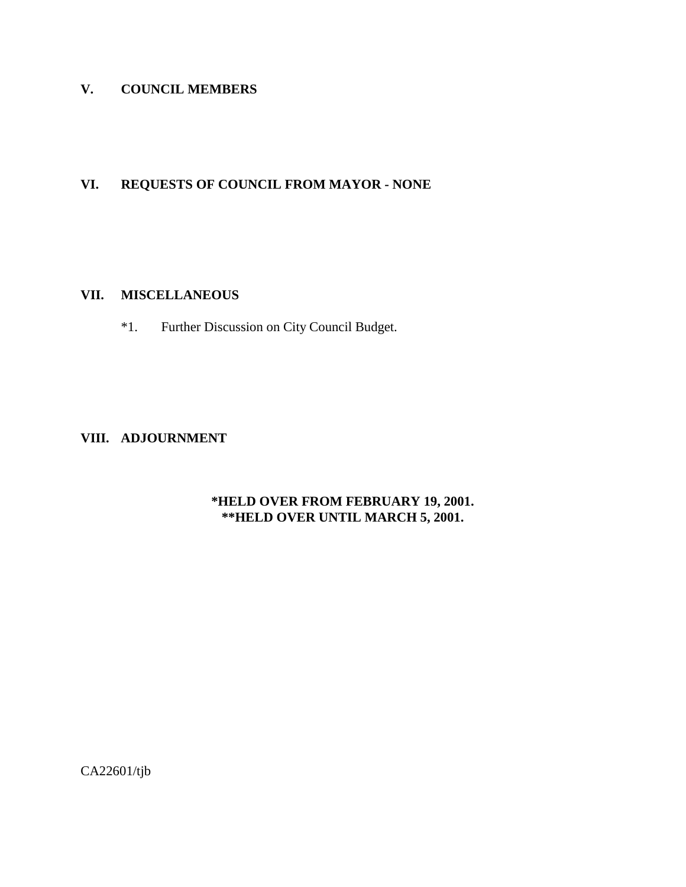## V. COUNCIL MEMBERS

## VI. REQUESTS OF COUNCIL FROM MAYOR - NONE

## VII. MISCELLANEOUS

*1. Further Discussion on City Council Budget.

## VIII. ADJOURNMENT

**\*HELD OVER FROM FEBRUARY 19, 2001.**
**\*\*HELD OVER UNTIL MARCH 5, 2001.**

CA22601/tjb